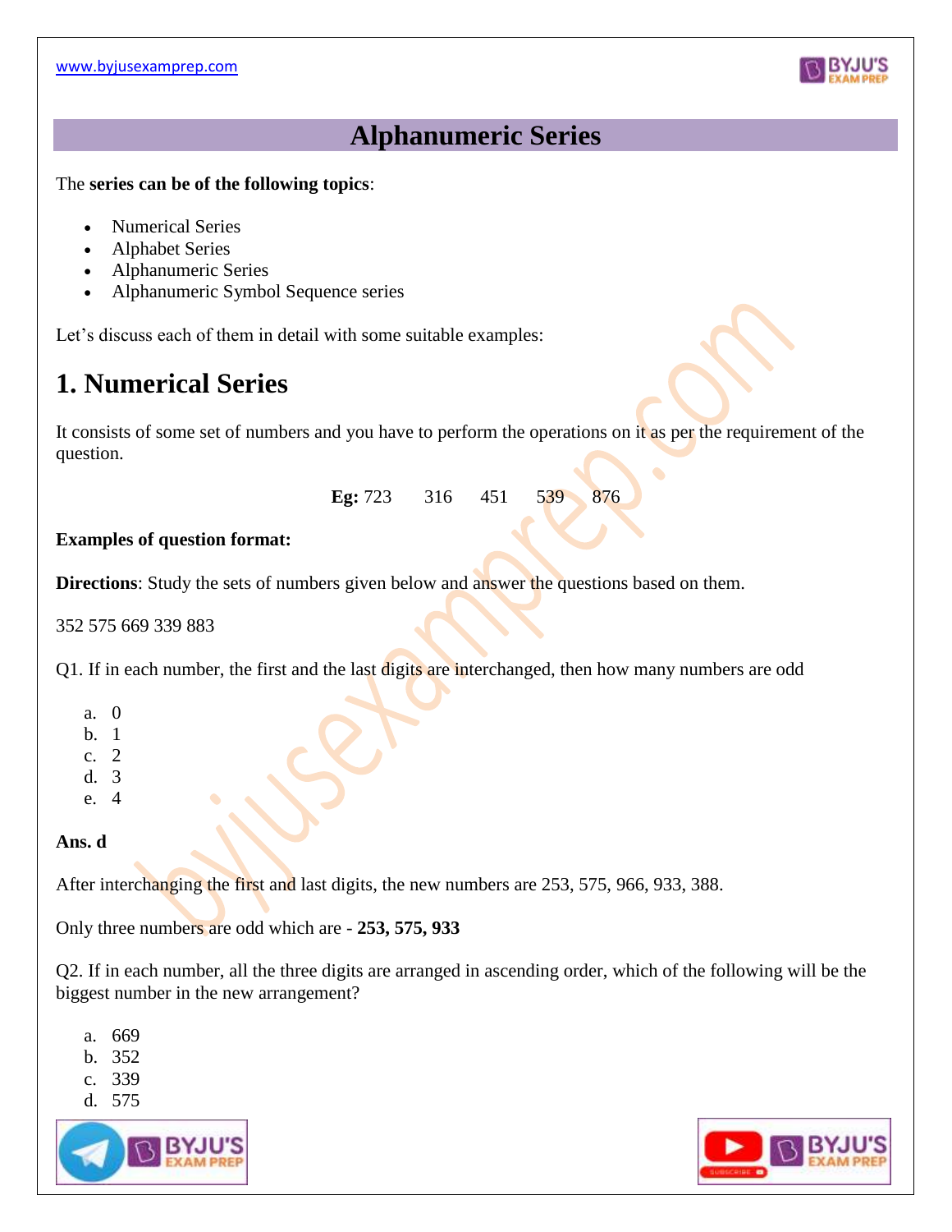# Alphanumeric Series

The **series can be of the following topics**:

- Numerical Series
- Alphabet Series
- Alphanumeric Series
- Alphanumeric Symbol Sequence series

Let's discuss each of them in detail with some suitable examples:

## 1. Numerical Series

It consists of some set of numbers and you have to perform the operations on it as per the requirement of the question.

**Eg:** 723 316 451 539 876

**Examples of question format:**

**Directions**: Study the sets of numbers given below and answer the questions based on them.

352 575 669 339 883

Q1. If in each number, the first and the last digits are interchanged, then how many numbers are odd

a. 0
b. 1
c. 2
d. 3
e. 4

**Ans. d**

After interchanging the first and last digits, the new numbers are 253, 575, 966, 933, 388.

Only three numbers are odd which are - **253, 575, 933**

Q2. If in each number, all the three digits are arranged in ascending order, which of the following will be the biggest number in the new arrangement?

a. 669
b. 352
c. 339
d. 575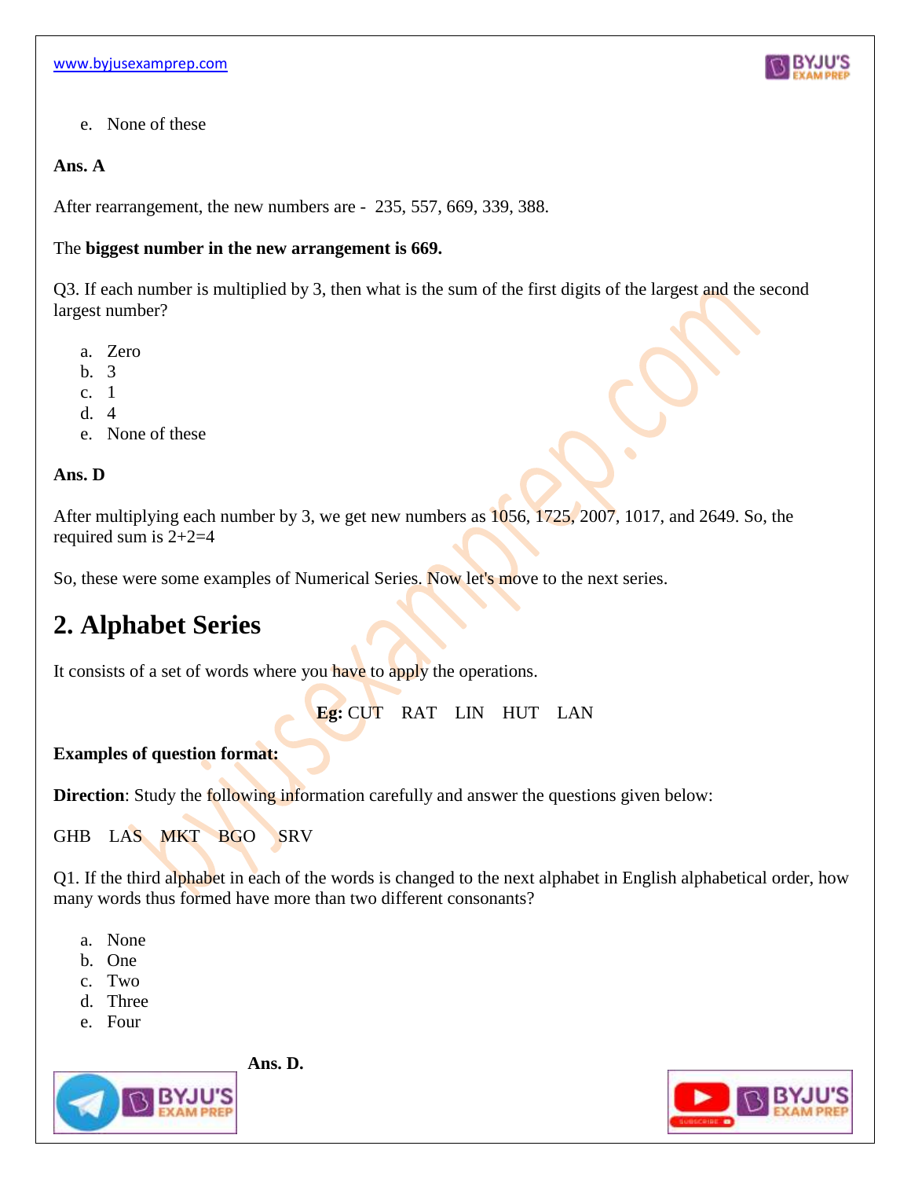e. None of these

**Ans. A**

After rearrangement, the new numbers are - 235, 557, 669, 339, 388.

The **biggest number in the new arrangement is 669.**

Q3. If each number is multiplied by 3, then what is the sum of the first digits of the largest and the second largest number?

a. Zero
b. 3
c. 1
d. 4
e. None of these

**Ans. D**

After multiplying each number by 3, we get new numbers as 1056, 1725, 2007, 1017, and 2649. So, the required sum is 2+2=4

So, these were some examples of Numerical Series. Now let's move to the next series.

## 2. Alphabet Series

It consists of a set of words where you have to apply the operations.

**Eg:** CUT  RAT  LIN  HUT  LAN

**Examples of question format:**

**Direction**: Study the following information carefully and answer the questions given below:

GHB  LAS  MKT  BGO  SRV

Q1. If the third alphabet in each of the words is changed to the next alphabet in English alphabetical order, how many words thus formed have more than two different consonants?

a. None
b. One
c. Two
d. Three
e. Four

**Ans. D.**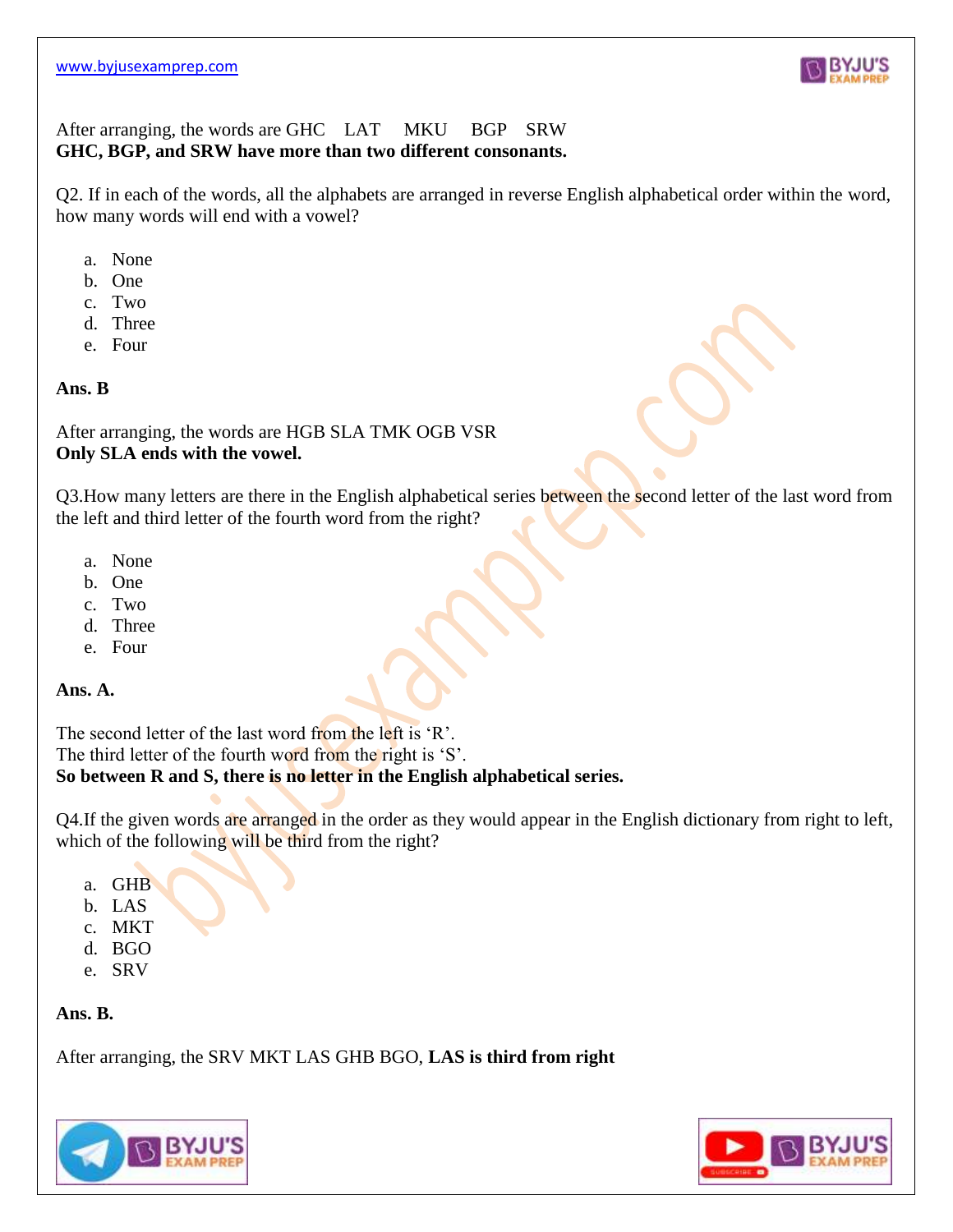After arranging, the words are GHC    LAT    MKU    BGP    SRW
**GHC, BGP, and SRW have more than two different consonants.**

Q2. If in each of the words, all the alphabets are arranged in reverse English alphabetical order within the word, how many words will end with a vowel?

a. None
b. One
c. Two
d. Three
e. Four

**Ans. B**

After arranging, the words are HGB SLA TMK OGB VSR
**Only SLA ends with the vowel.**

Q3.How many letters are there in the English alphabetical series between the second letter of the last word from the left and third letter of the fourth word from the right?

a. None
b. One
c. Two
d. Three
e. Four

**Ans. A.**

The second letter of the last word from the left is 'R'.
The third letter of the fourth word from the right is 'S'.
**So between R and S, there is no letter in the English alphabetical series.**

Q4.If the given words are arranged in the order as they would appear in the English dictionary from right to left, which of the following will be third from the right?

a. GHB
b. LAS
c. MKT
d. BGO
e. SRV

**Ans. B.**

After arranging, the SRV MKT LAS GHB BGO, **LAS is third from right**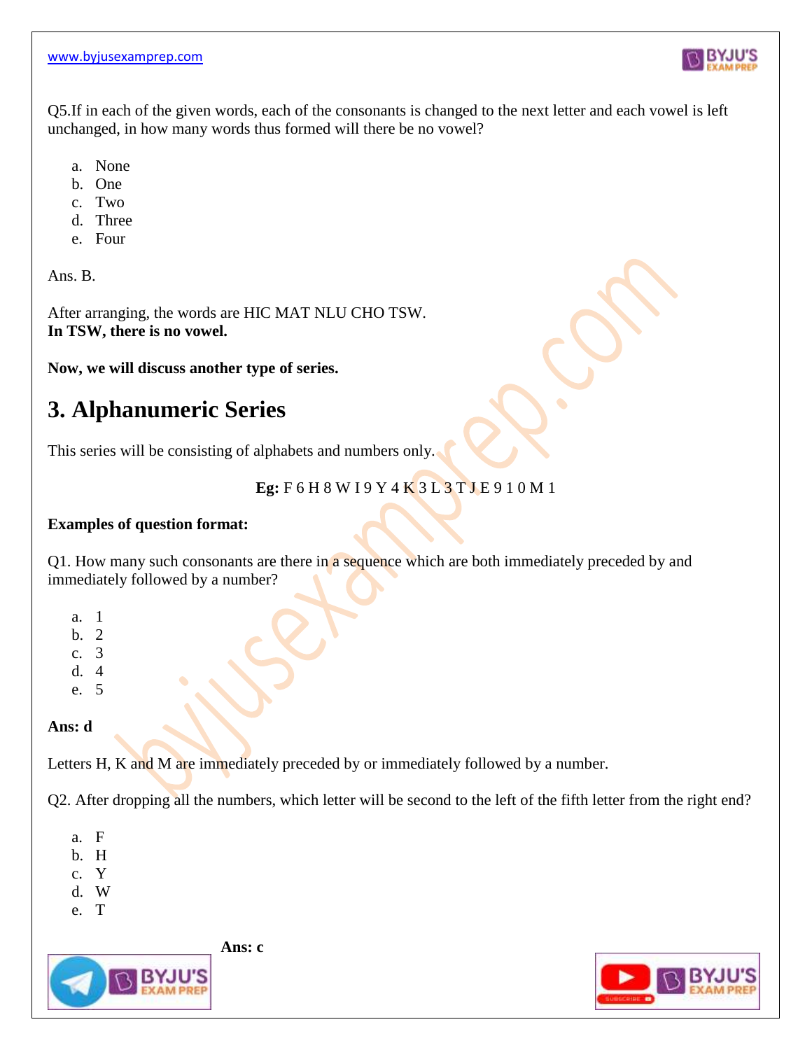Q5.If in each of the given words, each of the consonants is changed to the next letter and each vowel is left unchanged, in how many words thus formed will there be no vowel?

a. None
b. One
c. Two
d. Three
e. Four

Ans. B.

After arranging, the words are HIC MAT NLU CHO TSW.
**In TSW, there is no vowel.**

**Now, we will discuss another type of series.**

# 3. Alphanumeric Series

This series will be consisting of alphabets and numbers only.

**Eg:** F 6 H 8 W I 9 Y 4 K 3 L 3 T J E 9 1 0 M 1

**Examples of question format:**

Q1. How many such consonants are there in a sequence which are both immediately preceded by and immediately followed by a number?

a. 1
b. 2
c. 3
d. 4
e. 5

**Ans: d**

Letters H, K and M are immediately preceded by or immediately followed by a number.

Q2. After dropping all the numbers, which letter will be second to the left of the fifth letter from the right end?

a. F
b. H
c. Y
d. W
e. T

**Ans: c**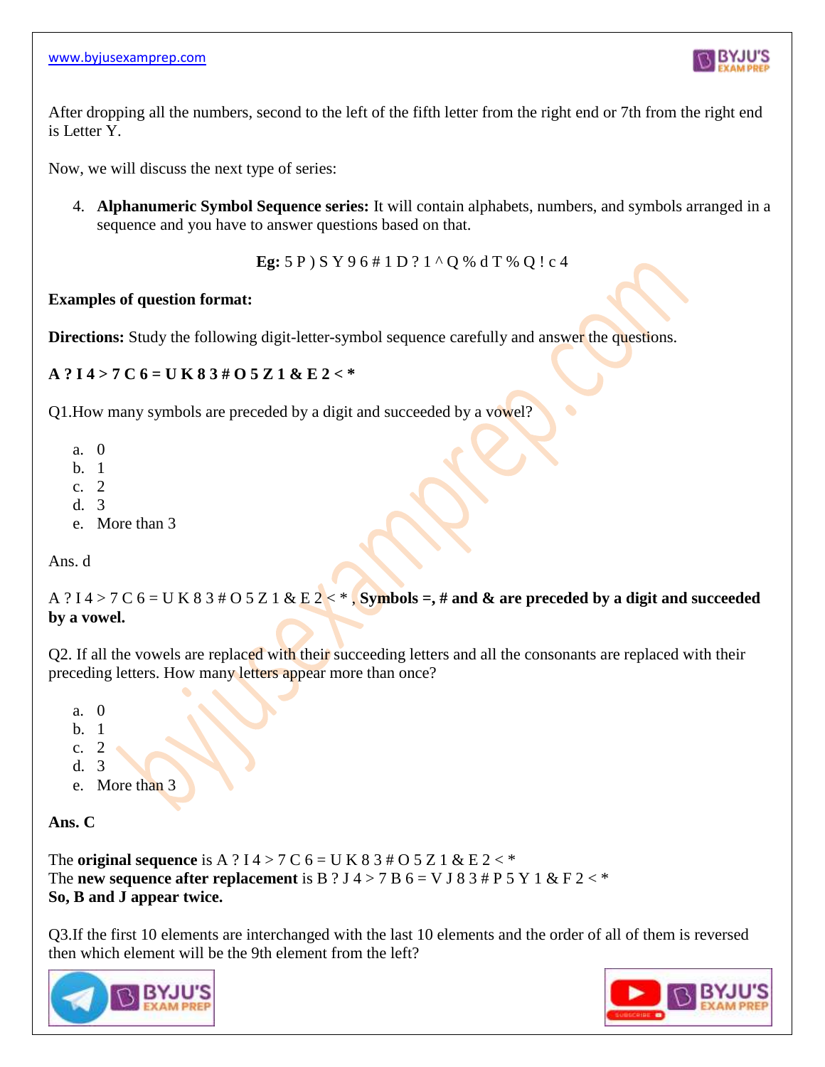After dropping all the numbers, second to the left of the fifth letter from the right end or 7th from the right end is Letter Y.

Now, we will discuss the next type of series:

4. **Alphanumeric Symbol Sequence series:** It will contain alphabets, numbers, and symbols arranged in a sequence and you have to answer questions based on that.

**Eg:** 5 P ) S Y 9 6 # 1 D ? 1 ^ Q % d T % Q ! c 4

**Examples of question format:**

**Directions:** Study the following digit-letter-symbol sequence carefully and answer the questions.

**A ? I 4 > 7 C 6 = U K 8 3 # O 5 Z 1 & E 2 < ***

Q1.How many symbols are preceded by a digit and succeeded by a vowel?

a. 0
b. 1
c. 2
d. 3
e. More than 3

Ans. d

A ? I 4 > 7 C 6 = U K 8 3 # O 5 Z 1 & E 2 < * , **Symbols =, # and & are preceded by a digit and succeeded by a vowel.**

Q2. If all the vowels are replaced with their succeeding letters and all the consonants are replaced with their preceding letters. How many letters appear more than once?

a. 0
b. 1
c. 2
d. 3
e. More than 3

**Ans. C**

The **original sequence** is A ? I 4 > 7 C 6 = U K 8 3 # O 5 Z 1 & E 2 < *
The **new sequence after replacement** is B ? J 4 > 7 B 6 = V J 8 3 # P 5 Y 1 & F 2 < *
**So, B and J appear twice.**

Q3.If the first 10 elements are interchanged with the last 10 elements and the order of all of them is reversed then which element will be the 9th element from the left?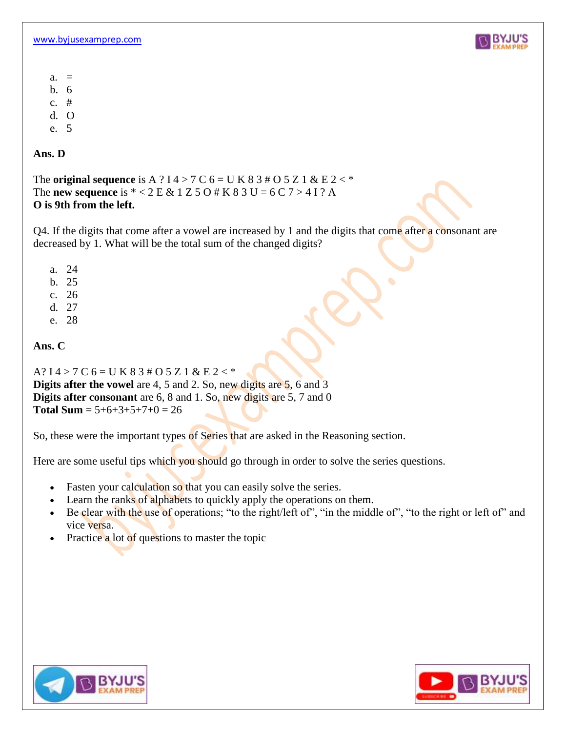a. =
b. 6
c. #
d. O
e. 5

**Ans. D**

The **original sequence** is A ? I 4 > 7 C 6 = U K 8 3 # O 5 Z 1 & E 2 < *
The **new sequence** is * < 2 E & 1 Z 5 O # K 8 3 U = 6 C 7 > 4 I ? A
**O is 9th from the left.**

Q4. If the digits that come after a vowel are increased by 1 and the digits that come after a consonant are decreased by 1. What will be the total sum of the changed digits?

a. 24
b. 25
c. 26
d. 27
e. 28

**Ans. C**

A? I 4 > 7 C 6 = U K 8 3 # O 5 Z 1 & E 2 < *
**Digits after the vowel** are 4, 5 and 2. So, new digits are 5, 6 and 3
**Digits after consonant** are 6, 8 and 1. So, new digits are 5, 7 and 0
**Total Sum** = 5+6+3+5+7+0 = 26

So, these were the important types of Series that are asked in the Reasoning section.

Here are some useful tips which you should go through in order to solve the series questions.

- Fasten your calculation so that you can easily solve the series.
- Learn the ranks of alphabets to quickly apply the operations on them.
- Be clear with the use of operations; "to the right/left of", "in the middle of", "to the right or left of" and vice versa.
- Practice a lot of questions to master the topic